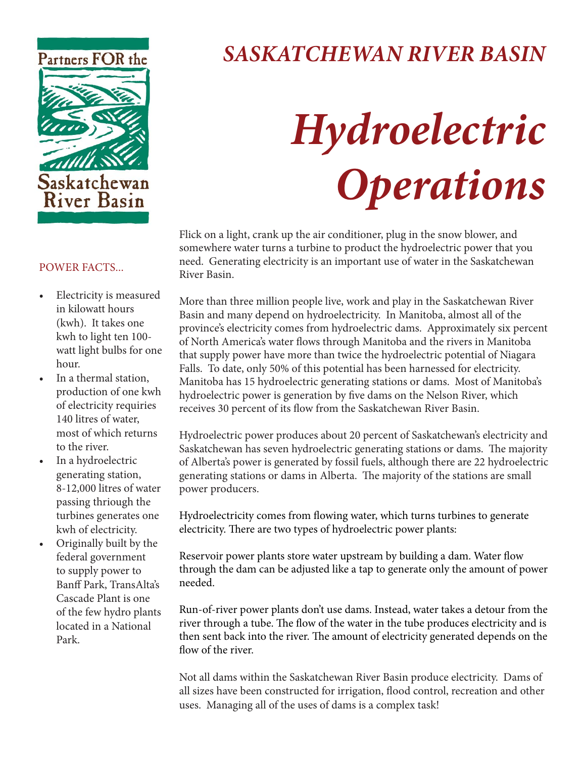Partners FOR the Saskatchewan River Basin

# SASKATCHEWAN RIVER BASIN

# *Hydroelectric Operations*

Flick on a light, crank up the air conditioner, plug in the snow blower, and somewhere water turns a turbine to product the hydroelectric power that you need. Generating electricity is an important use of water in the Saskatchewan River Basin.

More than three million people live, work and play in the Saskatchewan River Basin and many depend on hydroelectricity. In Manitoba, almost all of the province's electricity comes from hydroelectric dams. Approximately six percent of North America's water flows through Manitoba and the rivers in Manitoba that supply power have more than twice the hydroelectric potential of Niagara Falls. To date, only 50% of this potential has been harnessed for electricity. Manitoba has 15 hydroelectric generating stations or dams. Most of Manitoba's hydroelectric power is generation by five dams on the Nelson River, which receives 30 percent of its flow from the Saskatchewan River Basin.

Hydroelectric power produces about 20 percent of Saskatchewan's electricity and Saskatchewan has seven hydroelectric generating stations or dams. The majority of Alberta's power is generated by fossil fuels, although there are 22 hydroelectric generating stations or dams in Alberta. The majority of the stations are small power producers.

Hydroelectricity comes from flowing water, which turns turbines to generate electricity. There are two types of hydroelectric power plants:

Reservoir power plants store water upstream by building a dam. Water flow through the dam can be adjusted like a tap to generate only the amount of power needed.

Run-of-river power plants don't use dams. Instead, water takes a detour from the river through a tube. The flow of the water in the tube produces electricity and is then sent back into the river. The amount of electricity generated depends on the flow of the river.

Not all dams within the Saskatchewan River Basin produce electricity. Dams of all sizes have been constructed for irrigation, flood control, recreation and other uses. Managing all of the uses of dams is a complex task!

## POWER FACTS...

- Electricity is measured in kilowatt hours (kwh). It takes one kwh to light ten 100-watt light bulbs for one hour.
- In a thermal station, production of one kwh of electricity requires 140 litres of water, most of which returns to the river.
- In a hydroelectric generating station, 8-12,000 litres of water passing thriough the turbines generates one kwh of electricity.
- Originally built by the federal government to supply power to Banff Park, TransAlta's Cascade Plant is one of the few hydro plants located in a National Park.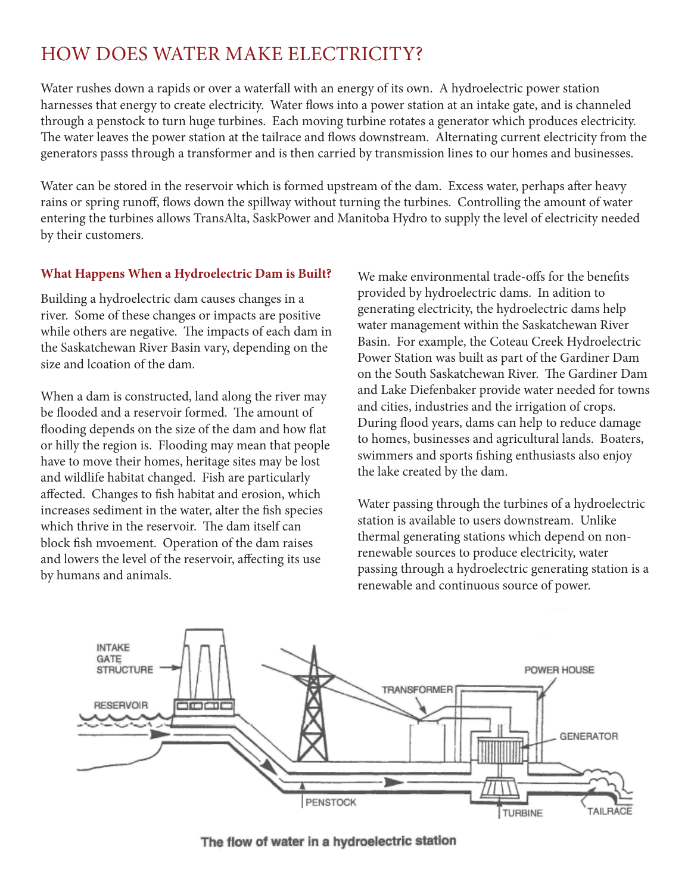# HOW DOES WATER MAKE ELECTRICITY?

Water rushes down a rapids or over a waterfall with an energy of its own. A hydroelectric power station harnesses that energy to create electricity. Water flows into a power station at an intake gate, and is channeled through a penstock to turn huge turbines. Each moving turbine rotates a generator which produces electricity. The water leaves the power station at the tailrace and flows downstream. Alternating current electricity from the generators passs through a transformer and is then carried by transmission lines to our homes and businesses.

Water can be stored in the reservoir which is formed upstream of the dam. Excess water, perhaps after heavy rains or spring runoff, flows down the spillway without turning the turbines. Controlling the amount of water entering the turbines allows TransAlta, SaskPower and Manitoba Hydro to supply the level of electricity needed by their customers.

### What Happens When a Hydroelectric Dam is Built?

Building a hydroelectric dam causes changes in a river. Some of these changes or impacts are positive while others are negative. The impacts of each dam in the Saskatchewan River Basin vary, depending on the size and lcoation of the dam.

When a dam is constructed, land along the river may be flooded and a reservoir formed. The amount of flooding depends on the size of the dam and how flat or hilly the region is. Flooding may mean that people have to move their homes, heritage sites may be lost and wildlife habitat changed. Fish are particularly affected. Changes to fish habitat and erosion, which increases sediment in the water, alter the fish species which thrive in the reservoir. The dam itself can block fish mvoement. Operation of the dam raises and lowers the level of the reservoir, affecting its use by humans and animals.

We make environmental trade-offs for the benefits provided by hydroelectric dams. In adition to generating electricity, the hydroelectric dams help water management within the Saskatchewan River Basin. For example, the Coteau Creek Hydroelectric Power Station was built as part of the Gardiner Dam on the South Saskatchewan River. The Gardiner Dam and Lake Diefenbaker provide water needed for towns and cities, industries and the irrigation of crops. During flood years, dams can help to reduce damage to homes, businesses and agricultural lands. Boaters, swimmers and sports fishing enthusiasts also enjoy the lake created by the dam.

Water passing through the turbines of a hydroelectric station is available to users downstream. Unlike thermal generating stations which depend on non-renewable sources to produce electricity, water passing through a hydroelectric generating station is a renewable and continuous source of power.

INTAKE GATE STRUCTURE | RESERVOIR | TRANSFORMER | POWER HOUSE | GENERATOR | PENSTOCK | TURBINE | TAILRACE

**The flow of water in a hydroelectric station**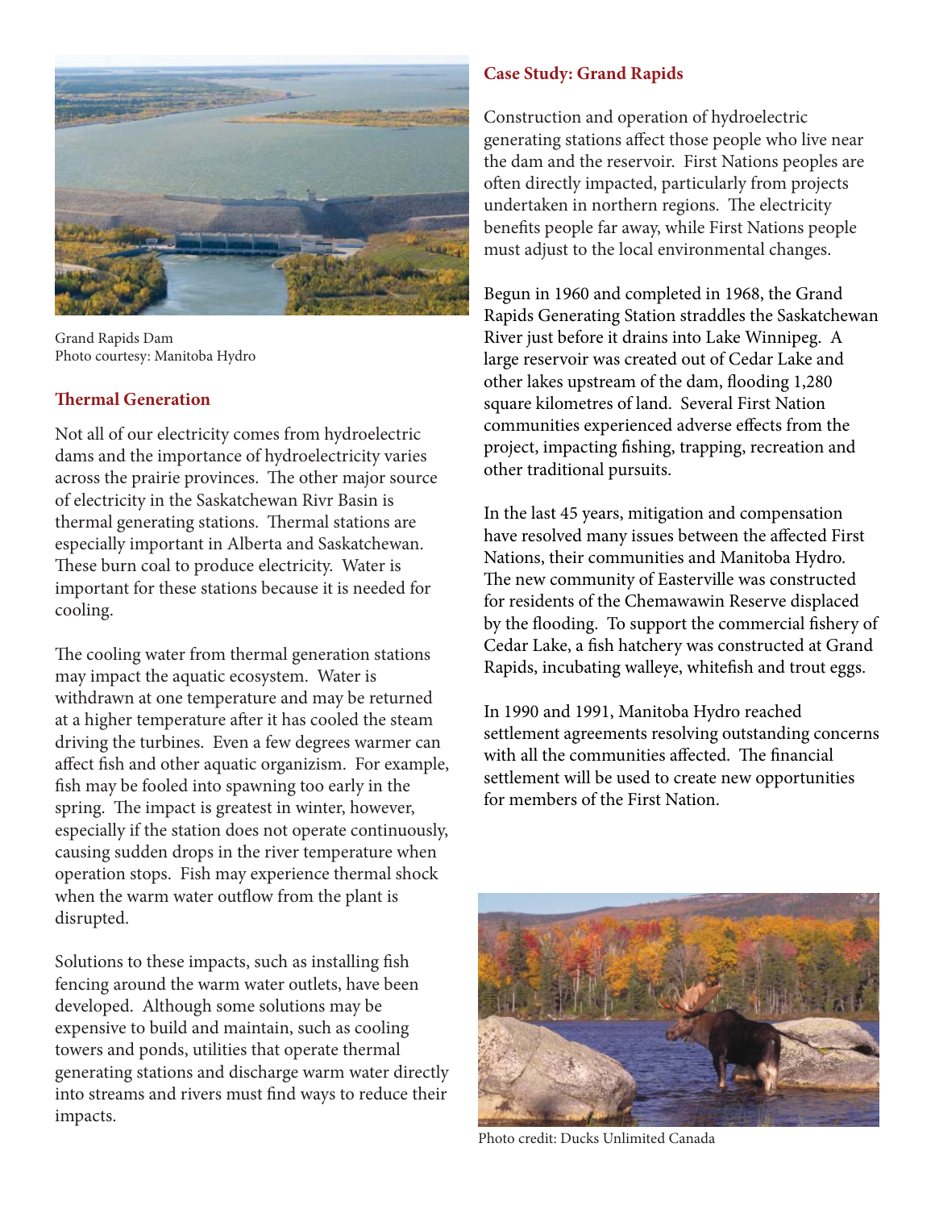Grand Rapids Dam
Photo courtesy: Manitoba Hydro

## Thermal Generation

Not all of our electricity comes from hydroelectric dams and the importance of hydroelectricity varies across the prairie provinces. The other major source of electricity in the Saskatchewan Rivr Basin is thermal generating stations. Thermal stations are especially important in Alberta and Saskatchewan. These burn coal to produce electricity. Water is important for these stations because it is needed for cooling.

The cooling water from thermal generation stations may impact the aquatic ecosystem. Water is withdrawn at one temperature and may be returned at a higher temperature after it has cooled the steam driving the turbines. Even a few degrees warmer can affect fish and other aquatic organizism. For example, fish may be fooled into spawning too early in the spring. The impact is greatest in winter, however, especially if the station does not operate continuously, causing sudden drops in the river temperature when operation stops. Fish may experience thermal shock when the warm water outflow from the plant is disrupted.

Solutions to these impacts, such as installing fish fencing around the warm water outlets, have been developed. Although some solutions may be expensive to build and maintain, such as cooling towers and ponds, utilities that operate thermal generating stations and discharge warm water directly into streams and rivers must find ways to reduce their impacts.

## Case Study: Grand Rapids

Construction and operation of hydroelectric generating stations affect those people who live near the dam and the reservoir. First Nations peoples are often directly impacted, particularly from projects undertaken in northern regions. The electricity benefits people far away, while First Nations people must adjust to the local environmental changes.

Begun in 1960 and completed in 1968, the Grand Rapids Generating Station straddles the Saskatchewan River just before it drains into Lake Winnipeg. A large reservoir was created out of Cedar Lake and other lakes upstream of the dam, flooding 1,280 square kilometres of land. Several First Nation communities experienced adverse effects from the project, impacting fishing, trapping, recreation and other traditional pursuits.

In the last 45 years, mitigation and compensation have resolved many issues between the affected First Nations, their communities and Manitoba Hydro. The new community of Easterville was constructed for residents of the Chemawawin Reserve displaced by the flooding. To support the commercial fishery of Cedar Lake, a fish hatchery was constructed at Grand Rapids, incubating walleye, whitefish and trout eggs.

In 1990 and 1991, Manitoba Hydro reached settlement agreements resolving outstanding concerns with all the communities affected. The financial settlement will be used to create new opportunities for members of the First Nation.

Photo credit: Ducks Unlimited Canada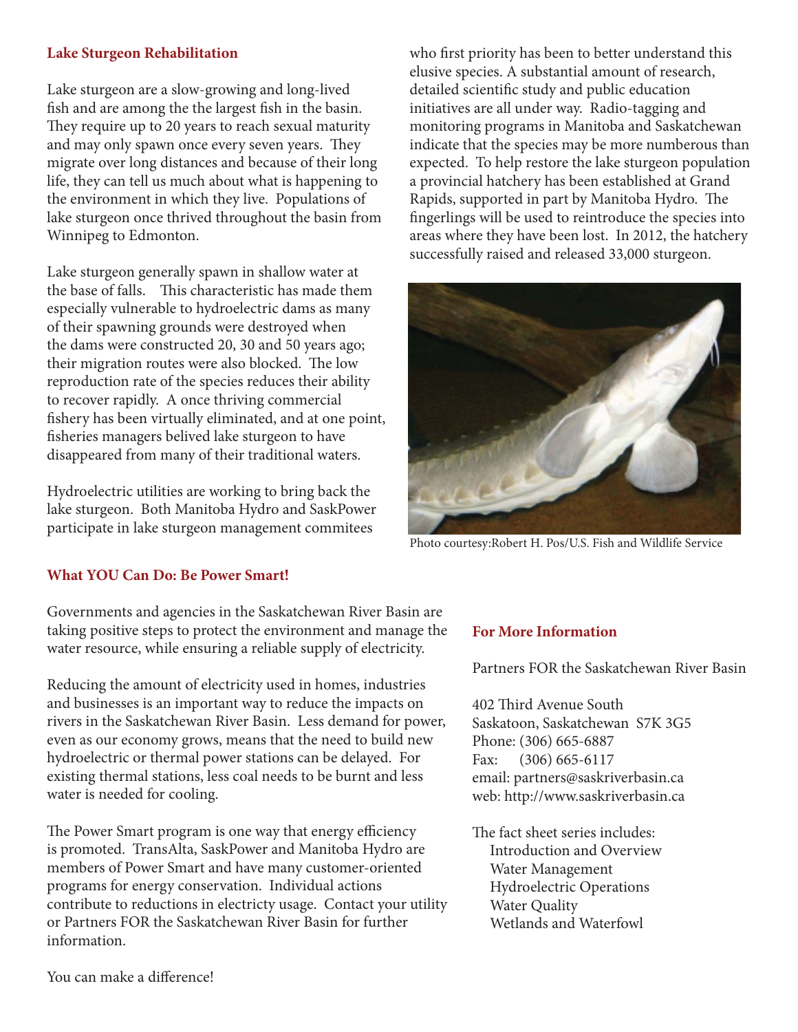## Lake Sturgeon Rehabilitation

Lake sturgeon are a slow-growing and long-lived fish and are among the the largest fish in the basin. They require up to 20 years to reach sexual maturity and may only spawn once every seven years. They migrate over long distances and because of their long life, they can tell us much about what is happening to the environment in which they live. Populations of lake sturgeon once thrived throughout the basin from Winnipeg to Edmonton.

Lake sturgeon generally spawn in shallow water at the base of falls. This characteristic has made them especially vulnerable to hydroelectric dams as many of their spawning grounds were destroyed when the dams were constructed 20, 30 and 50 years ago; their migration routes were also blocked. The low reproduction rate of the species reduces their ability to recover rapidly. A once thriving commercial fishery has been virtually eliminated, and at one point, fisheries managers belived lake sturgeon to have disappeared from many of their traditional waters.

Hydroelectric utilities are working to bring back the lake sturgeon. Both Manitoba Hydro and SaskPower participate in lake sturgeon management commitees who first priority has been to better understand this elusive species. A substantial amount of research, detailed scientific study and public education initiatives are all under way. Radio-tagging and monitoring programs in Manitoba and Saskatchewan indicate that the species may be more numberous than expected. To help restore the lake sturgeon population a provincial hatchery has been established at Grand Rapids, supported in part by Manitoba Hydro. The fingerlings will be used to reintroduce the species into areas where they have been lost. In 2012, the hatchery successfully raised and released 33,000 sturgeon.

Photo courtesy:Robert H. Pos/U.S. Fish and Wildlife Service

## What YOU Can Do: Be Power Smart!

Governments and agencies in the Saskatchewan River Basin are taking positive steps to protect the environment and manage the water resource, while ensuring a reliable supply of electricity.

Reducing the amount of electricity used in homes, industries and businesses is an important way to reduce the impacts on rivers in the Saskatchewan River Basin. Less demand for power, even as our economy grows, means that the need to build new hydroelectric or thermal power stations can be delayed. For existing thermal stations, less coal needs to be burnt and less water is needed for cooling.

The Power Smart program is one way that energy efficiency is promoted. TransAlta, SaskPower and Manitoba Hydro are members of Power Smart and have many customer-oriented programs for energy conservation. Individual actions contribute to reductions in electricty usage. Contact your utility or Partners FOR the Saskatchewan River Basin for further information.

You can make a difference!

## For More Information

Partners FOR the Saskatchewan River Basin

402 Third Avenue South
Saskatoon, Saskatchewan S7K 3G5
Phone: (306) 665-6887
Fax: (306) 665-6117
email: partners@saskriverbasin.ca
web: http://www.saskriverbasin.ca

The fact sheet series includes:

- Introduction and Overview
- Water Management
- Hydroelectric Operations
- Water Quality
- Wetlands and Waterfowl